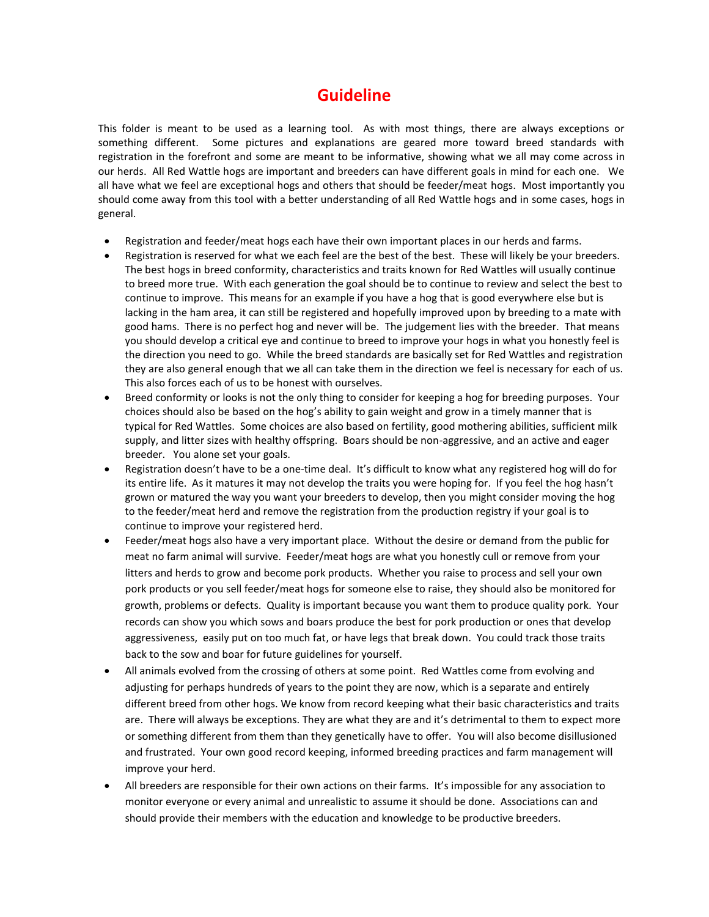# Guideline

This folder is meant to be used as a learning tool. As with most things, there are always exceptions or something different. Some pictures and explanations are geared more toward breed standards with registration in the forefront and some are meant to be informative, showing what we all may come across in our herds. All Red Wattle hogs are important and breeders can have different goals in mind for each one. We all have what we feel are exceptional hogs and others that should be feeder/meat hogs. Most importantly you should come away from this tool with a better understanding of all Red Wattle hogs and in some cases, hogs in general.

- Registration and feeder/meat hogs each have their own important places in our herds and farms.
- Registration is reserved for what we each feel are the best of the best. These will likely be your breeders. The best hogs in breed conformity, characteristics and traits known for Red Wattles will usually continue to breed more true. With each generation the goal should be to continue to review and select the best to continue to improve. This means for an example if you have a hog that is good everywhere else but is lacking in the ham area, it can still be registered and hopefully improved upon by breeding to a mate with good hams. There is no perfect hog and never will be. The judgement lies with the breeder. That means you should develop a critical eye and continue to breed to improve your hogs in what you honestly feel is the direction you need to go. While the breed standards are basically set for Red Wattles and registration they are also general enough that we all can take them in the direction we feel is necessary for each of us. This also forces each of us to be honest with ourselves.
- Breed conformity or looks is not the only thing to consider for keeping a hog for breeding purposes. Your choices should also be based on the hog's ability to gain weight and grow in a timely manner that is typical for Red Wattles. Some choices are also based on fertility, good mothering abilities, sufficient milk supply, and litter sizes with healthy offspring. Boars should be non-aggressive, and an active and eager breeder. You alone set your goals.
- Registration doesn't have to be a one-time deal. It's difficult to know what any registered hog will do for its entire life. As it matures it may not develop the traits you were hoping for. If you feel the hog hasn't grown or matured the way you want your breeders to develop, then you might consider moving the hog to the feeder/meat herd and remove the registration from the production registry if your goal is to continue to improve your registered herd.
- Feeder/meat hogs also have a very important place. Without the desire or demand from the public for meat no farm animal will survive. Feeder/meat hogs are what you honestly cull or remove from your litters and herds to grow and become pork products. Whether you raise to process and sell your own pork products or you sell feeder/meat hogs for someone else to raise, they should also be monitored for growth, problems or defects. Quality is important because you want them to produce quality pork. Your records can show you which sows and boars produce the best for pork production or ones that develop aggressiveness, easily put on too much fat, or have legs that break down. You could track those traits back to the sow and boar for future guidelines for yourself.
- All animals evolved from the crossing of others at some point. Red Wattles come from evolving and adjusting for perhaps hundreds of years to the point they are now, which is a separate and entirely different breed from other hogs. We know from record keeping what their basic characteristics and traits are. There will always be exceptions. They are what they are and it's detrimental to them to expect more or something different from them than they genetically have to offer. You will also become disillusioned and frustrated. Your own good record keeping, informed breeding practices and farm management will improve your herd.
- All breeders are responsible for their own actions on their farms. It's impossible for any association to monitor everyone or every animal and unrealistic to assume it should be done. Associations can and should provide their members with the education and knowledge to be productive breeders.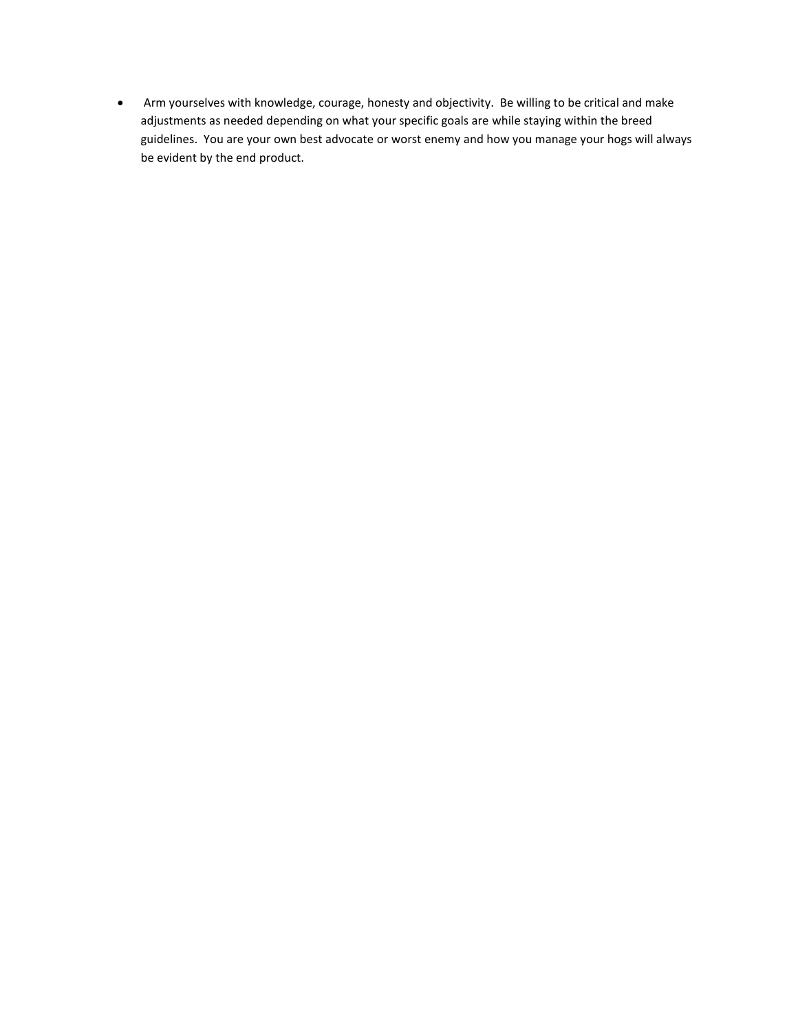- Arm yourselves with knowledge, courage, honesty and objectivity. Be willing to be critical and make adjustments as needed depending on what your specific goals are while staying within the breed guidelines. You are your own best advocate or worst enemy and how you manage your hogs will always be evident by the end product.